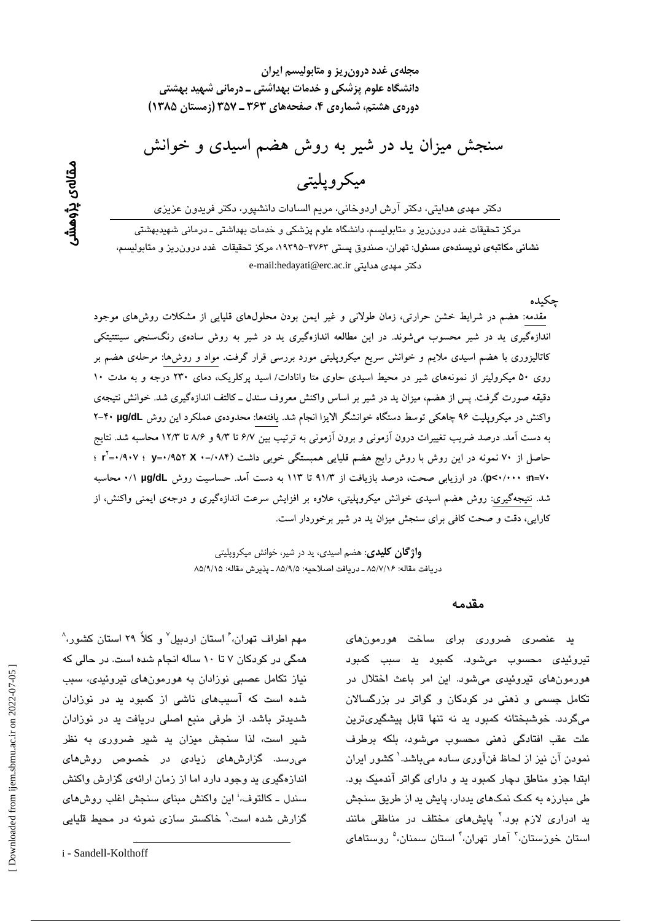مجله‌ی غدد درون‌ریز و متابولیسم ایران
دانشگاه علوم پزشکی و خدمات بهداشتی ـ درمانی شهید بهشتی
دوره‌ی هشتم، شماره‌ی ۴، صفحه‌های ۳۶۳ ـ ۳۵۷ (زمستان ۱۳۸۵)

مقاله‌ی پژوهشی

# سنجش میزان ید در شیر به روش هضم اسیدی و خوانش میکروپلیتی

دکتر مهدی هدایتی، دکتر آرش اردوخانی، مریم السادات دانشپور، دکتر فریدون عزیزی

مرکز تحقیقات غدد درون‌ریز و متابولیسم، دانشگاه علوم پزشکی و خدمات بهداشتی ـ درمانی شهیدبهشتی
**نشانی مکاتبه‌ی نویسنده‌ی مسئول:** تهران، صندوق پستی ۴۷۶۳-۱۹۳۹۵، مرکز تحقیقات غدد درون‌ریز و متابولیسم، دکتر مهدی هدایتی e-mail:hedayati@erc.ac.ir

## چکیده

مقدمه: هضم در شرایط خشن حرارتی، زمان طولانی و غیر ایمن بودن محلول‌های قلیایی از مشکلات روش‌های موجود اندازه‌گیری ید در شیر محسوب می‌شوند. در این مطالعه اندازه‌گیری ید در شیر به روش ساده‌ی رنگ‌سنجی سینتتیکی کاتالیزوری با هضم اسیدی ملایم و خوانش سریع میکروپلیتی مورد بررسی قرار گرفت. مواد و روش‌ها: مرحله‌ی هضم بر روی ۵۰ میکرولیتر از نمونه‌های شیر در محیط اسیدی حاوی متا وانادات/ اسید پرکلریک، دمای ۲۳۰ درجه و به مدت ۱۰ دقیقه صورت گرفت. پس از هضم، میزان ید در شیر بر اساس واکنش معروف سندل ـ کالتف اندازه‌گیری شد. خوانش نتیجه‌ی واکنش در میکروپلیت ۹۶ چاهکی توسط دستگاه خوانشگر الایزا انجام شد. یافته‌ها: محدوده‌ی عملکرد این روش µg/dL ۴۰-۲ به دست آمد. درصد ضریب تغییرات درون آزمونی و برون آزمونی به ترتیب بین ۶/۷ تا ۹/۳ و ۸/۶ تا ۱۲/۳ محاسبه شد. نتایج حاصل از ۷۰ نمونه در این روش با روش رایج هضم قلیایی همبستگی خوبی داشت (y=۰/۹۵۲ X -۰/۰۸۴ ؛ $r^2$=۰/۹۰۷ ؛ n=۷۰؛ p<۰/۰۰۰). در ارزیابی صحت، درصد بازیافت از ۹۱/۳ تا ۱۱۳ به دست آمد. حساسیت روش µg/dL ۰/۱ محاسبه شد. نتیجه‌گیری: روش هضم اسیدی خوانش میکروپلیتی، علاوه بر افزایش سرعت اندازه‌گیری و درجه‌ی ایمنی واکنش، از کارایی، دقت و صحت کافی برای سنجش میزان ید در شیر برخوردار است.

**واژگان کلیدی**: هضم اسیدی، ید در شیر، خوانش میکروپلیتی
دریافت مقاله: ۸۵/۷/۱۶ ـ دریافت اصلاحیه: ۸۵/۹/۵ ـ پذیرش مقاله: ۸۵/۹/۱۵

## مقدمه

ید عنصری ضروری برای ساخت هورمون‌های تیروئیدی محسوب می‌شود. کمبود ید سبب کمبود هورمون‌های تیروئیدی می‌شود. این امر باعث اختلال در تکامل جسمی و ذهنی در کودکان و گواتر در بزرگسالان می‌گردد. خوشبختانه کمبود ید نه تنها قابل پیشگیری‌ترین علت عقب افتادگی ذهنی محسوب می‌شود، بلکه برطرف نمودن آن نیز از لحاظ فن‌آوری ساده می‌باشد.[1] کشور ایران ابتدا جزو مناطق دچار کمبود ید و دارای گواتر آندمیک بود. طی مبارزه به کمک نمک‌های یددار، پایش ید از طریق سنجش ید ادراری لازم بود.[2] پایش‌های مختلف در مناطقی مانند استان خوزستان،[3] آمار تهران،[4] استان سمنان،[5] روستاهای مهم اطراف تهران،[6] استان اردبیل[7] و کلاً ۲۹ استان کشور،[8] همگی در کودکان ۷ تا ۱۰ ساله انجام شده است. در حالی که نیاز تکامل عصبی نوزادان به هورمون‌های تیروئیدی، سبب شده است که آسیب‌های ناشی از کمبود ید در نوزادان شدیدتر باشد. از طرفی منبع اصلی دریافت ید در نوزادان شیر است، لذا سنجش میزان ید شیر ضروری به نظر می‌رسد. گزارش‌های زیادی در خصوص روش‌های اندازه‌گیری ید وجود دارد اما از زمان ارائه‌ی گزارش واکنش سندل ـ کالتوف،[i] این واکنش مبنای سنجش اغلب روش‌های گزارش شده است.[9] خاکستر سازی نمونه در محیط قلیایی

i - Sandell-Kolthoff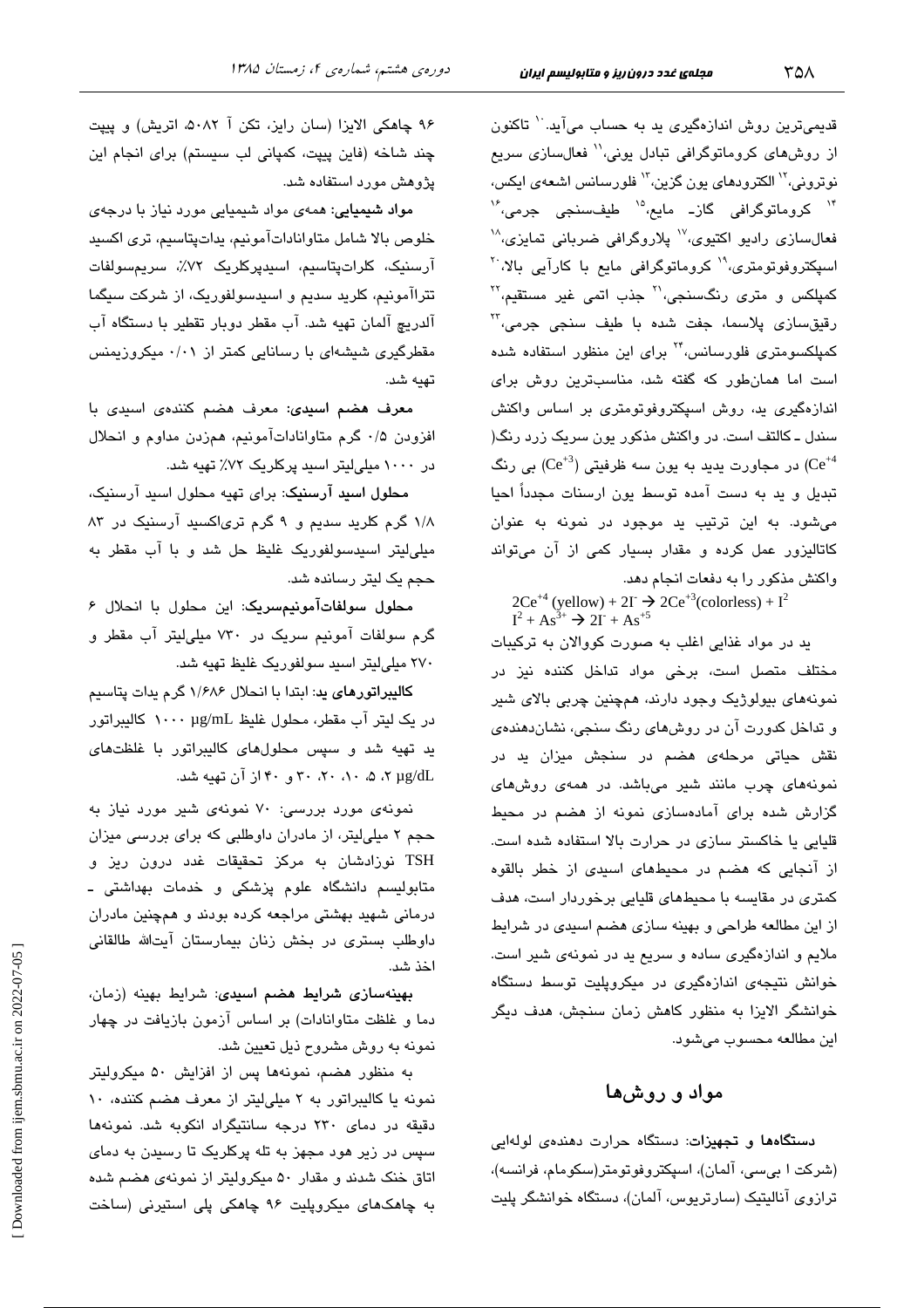قدیمی‌ترین روش اندازه‌گیری ید به حساب می‌آید.[10] تاکنون از روش‌های کروماتوگرافی تبادل یونی،[11] فعال‌سازی سریع نوترونی،[12] الکترودهای یون گزین،[13] فلورسانس اشعه‌ی ایکس،[14] کروماتوگرافی گاز- مایع،[15] طیف‌سنجی جرمی،[16] فعال‌سازی رادیو اکتیوی،[17] پلاروگرافی ضربانی تمایزی،[18] اسپکتروفوتومتری،[19] کروماتوگرافی مایع با کارآیی بالا،[20] کمپلکس و متری رنگ‌سنجی،[21] جذب اتمی غیر مستقیم،[22] رقیق‌سازی پلاسما، جفت شده با طیف سنجی جرمی،[23] کمپلکسومتری فلورسانس،[24] برای این منظور استفاده شده است اما همان‌طور که گفته شد، مناسب‌ترین روش برای اندازه‌گیری ید، روش اسپکتروفوتومتری بر اساس واکنش سندل ـ کالتف است. در واکنش مذکور یون سریک زرد رنگ($Ce^{+4}$) در مجاورت یدید به یون سه ظرفیتی ($Ce^{+3}$) بی رنگ تبدیل و ید به دست آمده توسط یون ارسنات مجدداً احیا می‌شود. به این ترتیب ید موجود در نمونه به عنوان کاتالیزور عمل کرده و مقدار بسیار کمی از آن می‌تواند واکنش مذکور را به دفعات انجام دهد.

$$2Ce^{+4}\,(\text{yellow}) + 2I^{-} \rightarrow 2Ce^{+3}(\text{colorless}) + I^{2}$$
$$I^{2} + As^{3+} \rightarrow 2I^{-} + As^{+5}$$

ید در مواد غذایی اغلب به صورت کووالان به ترکیبات مختلف متصل است، برخی مواد تداخل کننده نیز در نمونه‌های بیولوژیک وجود دارند، همچنین چربی بالای شیر و تداخل کدورت آن در روش‌های رنگ سنجی، نشان‌دهنده‌ی نقش حیاتی مرحله‌ی هضم در سنجش میزان ید در نمونه‌های چرب مانند شیر می‌باشد. در همه‌ی روش‌های گزارش شده برای آماده‌سازی نمونه از هضم در محیط قلیایی یا خاکستر سازی در حرارت بالا استفاده شده است. از آنجایی که هضم در محیط‌های اسیدی از خطر بالقوه کمتری در مقایسه با محیط‌های قلیایی برخوردار است، هدف از این مطالعه طراحی و بهینه سازی هضم اسیدی در شرایط ملایم و اندازه‌گیری ساده و سریع ید در نمونه‌ی شیر است. خوانش نتیجه‌ی اندازه‌گیری در میکروپلیت توسط دستگاه خوانشگر الایزا به منظور کاهش زمان سنجش، هدف دیگر این مطالعه محسوب می‌شود.

## مواد و روش‌ها

**دستگاه‌ها و تجهیزات:** دستگاه حرارت دهنده‌ی لوله‌ایی (شرکت ا بی‌سی، آلمان)، اسپکتروفوتومتر(سکومام، فرانسه)، ترازوی آنالیتیک (سارتریوس، آلمان)، دستگاه خوانشگر پلیت ۹۶ چاهکی الایزا (سان رایز، تکن آ ۵۰۸۲، اتریش) و پیپت چند شاخه (فاین پیپت، کمپانی لب سیستم) برای انجام این پژوهش مورد استفاده شد.

**مواد شیمیایی:** همه‌ی مواد شیمیایی مورد نیاز با درجه‌ی خلوص بالا شامل متاوانادات‌آمونیم، یدات‌پتاسیم، تری اکسید آرسنیک، کلرات‌پتاسیم، اسیدپرکلریک ۷۲٪، سریم‌سولفات تتراآمونیم، کلرید سدیم و اسیدسولفوریک، از شرکت سیگما آلدریچ آلمان تهیه شد. آب مقطر دوبار تقطیر با دستگاه آب مقطرگیری شیشه‌ای با رسانایی کمتر از ۰/۰۱ میکروزیمنس تهیه شد.

**معرف هضم اسیدی:** معرف هضم کننده‌ی اسیدی با افزودن ۰/۵ گرم متاوانادات‌آمونیم، هم‌زدن مداوم و انحلال در ۱۰۰۰ میلی‌لیتر اسید پرکلریک ۷۲٪ تهیه شد.

**محلول اسید آرسنیک:** برای تهیه محلول اسید آرسنیک، ۱/۸ گرم کلرید سدیم و ۹ گرم تری‌اکسید آرسنیک در ۸۳ میلی‌لیتر اسیدسولفوریک غلیظ حل شد و با آب مقطر به حجم یک لیتر رسانده شد.

**محلول سولفات‌آمونیم‌سریک:** این محلول با انحلال ۶ گرم سولفات آمونیم سریک در ۷۳۰ میلی‌لیتر آب مقطر و ۲۷۰ میلی‌لیتر اسید سولفوریک غلیظ تهیه شد.

**کالیبراتورهای ید:** ابتدا با انحلال ۱/۶۸۶ گرم یدات پتاسیم در یک لیتر آب مقطر، محلول غلیظ ۱۰۰۰ µg/mL کالیبراتور ید تهیه شد و سپس محلول‌های کالیبراتور با غلظت‌های ۲، ۵، ۱۰، ۲۰، ۳۰ و ۴۰ µg/dL از آن تهیه شد.

نمونه‌ی مورد بررسی: ۷۰ نمونه‌ی شیر مورد نیاز به حجم ۲ میلی‌لیتر، از مادران داوطلبی که برای بررسی میزان TSH نوزادشان به مرکز تحقیقات غدد درون ریز و متابولیسم دانشگاه علوم پزشکی و خدمات بهداشتی ـ درمانی شهید بهشتی مراجعه کرده بودند و همچنین مادران داوطلب بستری در بخش زنان بیمارستان آیت‌الله طالقانی اخذ شد.

**بهینه‌سازی شرایط هضم اسیدی:** شرایط بهینه (زمان، دما و غلظت متاوانادات) بر اساس آزمون بازیافت در چهار نمونه به روش مشروح ذیل تعیین شد.

به منظور هضم، نمونه‌ها پس از افزایش ۵۰ میکرولیتر نمونه یا کالیبراتور به ۲ میلی‌لیتر از معرف هضم کننده، ۱۰ دقیقه در دمای ۲۳۰ درجه سانتیگراد انکوبه شد. نمونه‌ها سپس در زیر هود مجهز به تله پرکلریک تا رسیدن به دمای اتاق خنک شدند و مقدار ۵۰ میکرولیتر از نمونه‌ی هضم شده به چاهک‌های میکروپلیت ۹۶ چاهکی پلی استیرنی (ساخت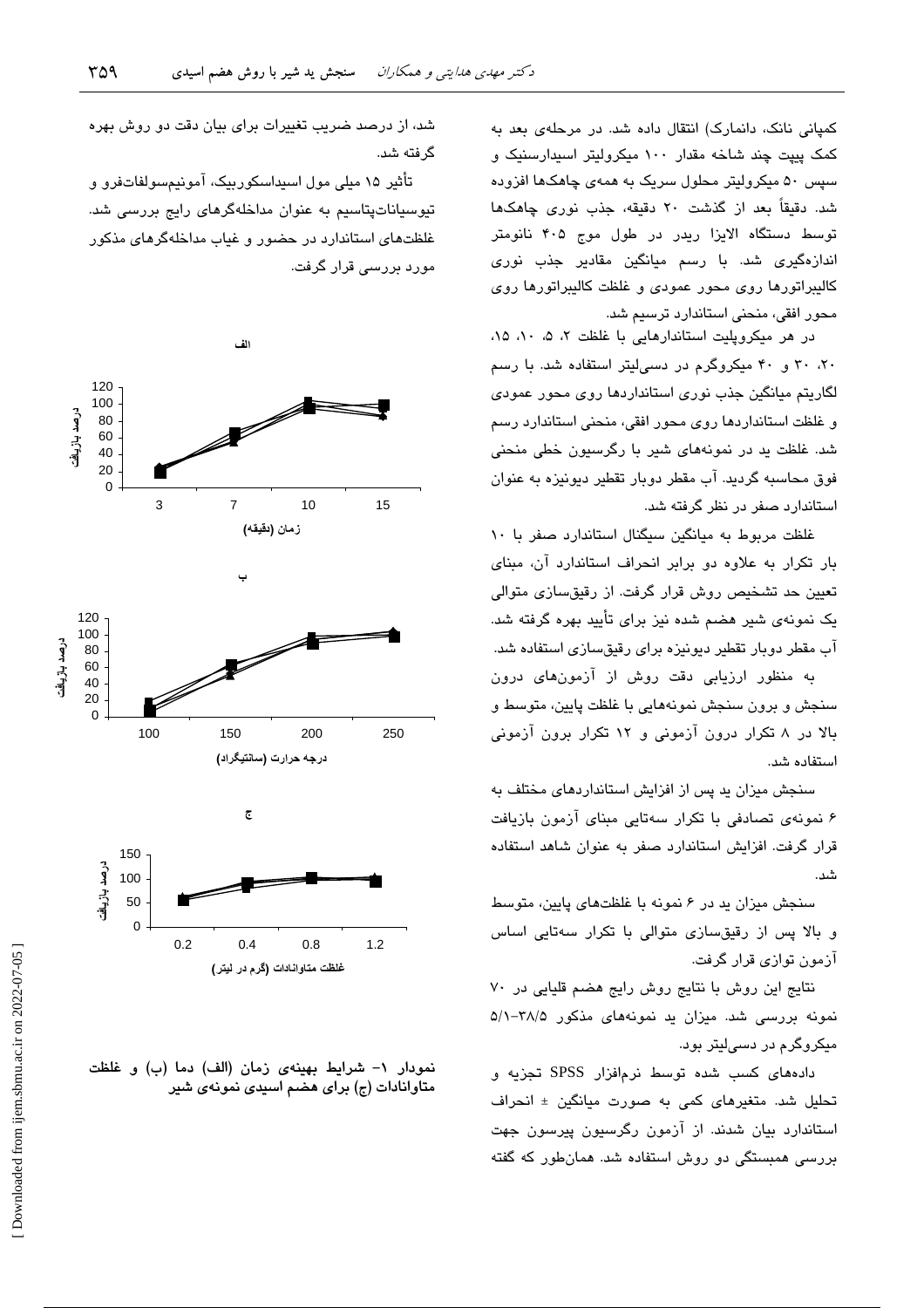کمپانی نانک، دانمارک) انتقال داده شد. در مرحله‌ی بعد به کمک پیپت چند شاخه مقدار ۱۰۰ میکرولیتر اسیدارسنیک و سپس ۵۰ میکرولیتر محلول سریک به همه‌ی چاهک‌ها افزوده شد. دقیقاً بعد از گذشت ۲۰ دقیقه، جذب نوری چاهک‌ها توسط دستگاه الایزا ریدر در طول موج ۴۰۵ نانومتر اندازه‌گیری شد. با رسم میانگین مقادیر جذب نوری کالیبراتورها روی محور عمودی و غلظت کالیبراتورها روی محور افقی، منحنی استاندارد ترسیم شد.

در هر میکروپلیت استانداردهایی با غلظت ۲، ۵، ۱۰، ۱۵، ۲۰، ۳۰ و ۴۰ میکروگرم در دسی‌لیتر استفاده شد. با رسم لگاریتم میانگین جذب نوری استانداردها روی محور عمودی و غلظت استانداردها روی محور افقی، منحنی استاندارد رسم شد. غلظت ید در نمونه‌های شیر با رگرسیون خطی منحنی فوق محاسبه گردید. آب مقطر دوبار تقطیر دیونیزه به عنوان استاندارد صفر در نظر گرفته شد.

غلظت مربوط به میانگین سیگنال استاندارد صفر با ۱۰ بار تکرار به علاوه دو برابر انحراف استاندارد آن، مبنای تعیین حد تشخیص روش قرار گرفت. از رقیق‌سازی متوالی یک نمونه‌ی شیر هضم شده نیز برای تأیید بهره گرفته شد. آب مقطر دوبار تقطیر دیونیزه برای رقیق‌سازی استفاده شد.

به منظور ارزیابی دقت روش از آزمون‌های درون سنجش و برون سنجش نمونه‌هایی با غلظت پایین، متوسط و بالا در ۸ تکرار درون آزمونی و ۱۲ تکرار برون آزمونی استفاده شد.

سنجش میزان ید پس از افزایش استانداردهای مختلف به ۶ نمونه‌ی تصادفی با تکرار سه‌تایی مبنای آزمون بازیافت قرار گرفت. افزایش استاندارد صفر به عنوان شاهد استفاده شد.

سنجش میزان ید در ۶ نمونه با غلظت‌های پایین، متوسط و بالا پس از رقیق‌سازی متوالی با تکرار سه‌تایی اساس آزمون توازی قرار گرفت.

نتایج این روش با نتایج روش رایج هضم قلیایی در ۷۰ نمونه بررسی شد. میزان ید نمونه‌های مذکور ۳۸/۵-۵/۱ میکروگرم در دسی‌لیتر بود.

داده‌های کسب شده توسط نرم‌افزار SPSS تجزیه و تحلیل شد. متغیرهای کمی به صورت میانگین ± انحراف استاندارد بیان شدند. از آزمون رگرسیون پیرسون جهت بررسی همبستگی دو روش استفاده شد. همان‌طور که گفته شد، از درصد ضریب تغییرات برای بیان دقت دو روش بهره گرفته شد.

تأثیر ۱۵ میلی مول اسیداسکوربیک، آمونیم‌سولفات‌فرو و تیوسیانات‌پتاسیم به عنوان مداخله‌گرهای رایج بررسی شد. غلظت‌های استاندارد در حضور و غیاب مداخله‌گرهای مذکور مورد بررسی قرار گرفت.

نمودار ۱- شرایط بهینه‌ی زمان (الف) دما (ب) و غلظت متاوانادات (ج) برای هضم اسیدی نمونه‌ی شیر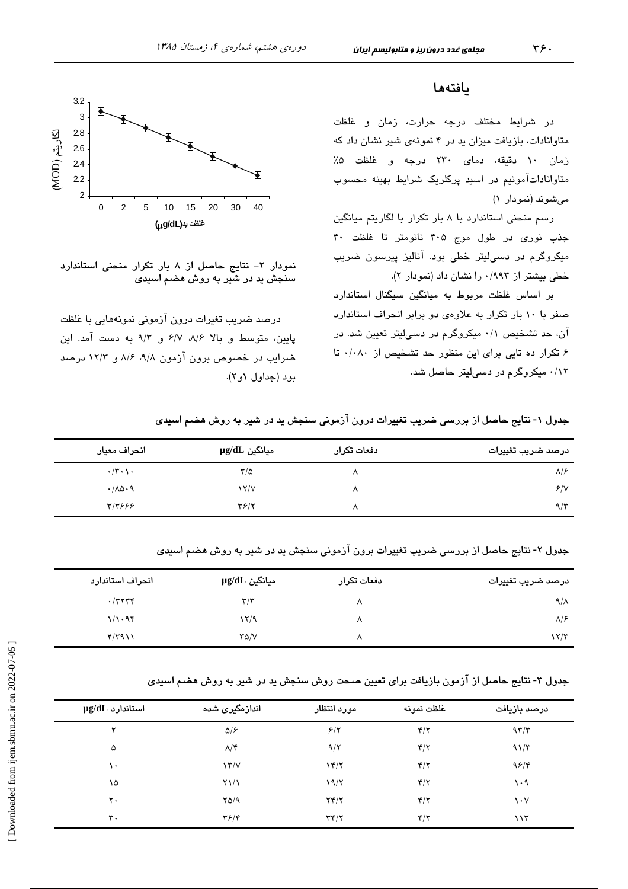## یافته‌ها

در شرایط مختلف درجه حرارت، زمان و غلظت متاوانادات، بازیافت میزان ید در ۴ نمونه‌ی شیر نشان داد که زمان ۱۰ دقیقه، دمای ۲۳۰ درجه و غلظت ۵٪ متاوانادات‌آمونیم در اسید پرکلریک شرایط بهینه محسوب می‌شوند (نمودار ۱)

رسم منحنی استاندارد با ۸ بار تکرار با لگاریتم میانگین جذب نوری در طول موج ۴۰۵ نانومتر تا غلظت ۴۰ میکروگرم در دسی‌لیتر خطی بود. آنالیز پیرسون ضریب خطی بیشتر از ۰/۹۹۳ را نشان داد (نمودار ۲).

بر اساس غلظت مربوط به میانگین سیگنال استاندارد صفر با ۱۰ بار تکرار به علاوه‌ی دو برابر انحراف استاندارد آن، حد تشخیص ۰/۱ میکروگرم در دسی‌لیتر تعیین شد. در ۶ تکرار ده تایی برای این منظور حد تشخیص از ۰/۰۸۰ تا ۰/۱۲ میکروگرم در دسی‌لیتر حاصل شد.

نمودار ۲- نتایج حاصل از ۸ بار تکرار منحنی استاندارد سنجش ید در شیر به روش هضم اسیدی

درصد ضریب تغییرات درون آزمونی نمونه‌هایی با غلظت پایین، متوسط و بالا ۸/۶، ۶/۷ و ۹/۳ به دست آمد. این ضرایب در خصوص برون آزمون ۹/۸، ۸/۶ و ۱۲/۳ درصد بود (جداول ۱و۲).

جدول ۱- نتایج حاصل از بررسی ضریب تغییرات درون آزمونی سنجش ید در شیر به روش هضم اسیدی

| درصد ضریب تغییرات | دفعات تکرار | میانگین µg/dL | انحراف معیار |
|---|---|---|---|
| ۸/۶ | ۸ | ۳/۵ | ۰/۳۰۱۰ |
| ۶/۷ | ۸ | ۱۲/۷ | ۰/۸۵۰۹ |
| ۹/۳ | ۸ | ۳۶/۲ | ۳/۳۶۶۶ |

جدول ۲- نتایج حاصل از بررسی ضریب تغییرات برون آزمونی سنجش ید در شیر به روش هضم اسیدی

| درصد ضریب تغییرات | دفعات تکرار | میانگین µg/dL | انحراف استاندارد |
|---|---|---|---|
| ۹/۸ | ۸ | ۳/۳ | ۰/۳۲۳۴ |
| ۸/۶ | ۸ | ۱۲/۹ | ۱/۱۰۹۴ |
| ۱۲/۳ | ۸ | ۳۵/۷ | ۴/۳۹۱۱ |

جدول ۳- نتایج حاصل از آزمون بازیافت برای تعیین صحت روش سنجش ید در شیر به روش هضم اسیدی

| درصد بازیافت | غلظت نمونه | مورد انتظار | اندازه‌گیری شده | استاندارد µg/dL |
|---|---|---|---|---|
| ۹۳/۳ | ۴/۲ | ۶/۲ | ۵/۶ | ۲ |
| ۹۱/۳ | ۴/۲ | ۹/۲ | ۸/۴ | ۵ |
| ۹۶/۴ | ۴/۲ | ۱۴/۲ | ۱۳/۷ | ۱۰ |
| ۱۰۹ | ۴/۲ | ۱۹/۲ | ۲۱/۱ | ۱۵ |
| ۱۰۷ | ۴/۲ | ۲۴/۲ | ۲۵/۹ | ۲۰ |
| ۱۱۳ | ۴/۲ | ۳۴/۲ | ۳۶/۴ | ۳۰ |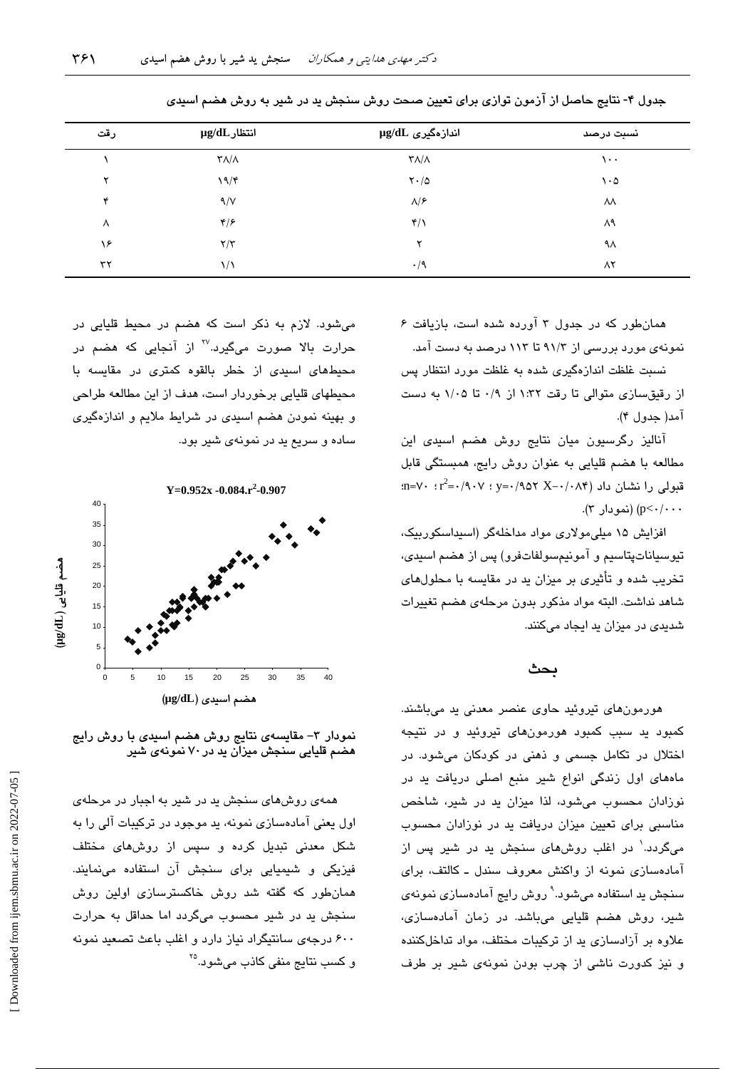جدول ۴- نتایج حاصل از آزمون توازی برای تعیین صحت روش سنجش ید در شیر به روش هضم اسیدی

| رقت | انتظار μg/dL | اندازه‌گیری μg/dL | نسبت درصد |
|---|---|---|---|
| ۱ | ۳۸/۸ | ۳۸/۸ | ۱۰۰ |
| ۲ | ۱۹/۴ | ۲۰/۵ | ۱۰۵ |
| ۴ | ۹/۷ | ۸/۶ | ۸۸ |
| ۸ | ۴/۶ | ۴/۱ | ۸۹ |
| ۱۶ | ۲/۳ | ۲ | ۹۸ |
| ۳۲ | ۱/۱ | ۰/۹ | ۸۲ |

همان‌طور که در جدول ۳ آورده شده است، بازیافت ۶ نمونه‌ی مورد بررسی از ۹۱/۳ تا ۱۱۳ درصد به دست آمد.

نسبت غلظت اندازه‌گیری شده به غلظت مورد انتظار پس از رقیق‌سازی متوالی تا رقت ۱:۳۲ از ۰/۹ تا ۱/۰۵ به دست آمد( جدول ۴).

آنالیز رگرسیون میان نتایج روش هضم اسیدی این مطالعه با هضم قلیایی به عنوان روش رایج، همبستگی قابل قبولی را نشان داد ($y=0/952X-0/084$ ؛ $r^2=0/907$ ؛ $n=70$؛ $p<0/000$) (نمودار ۳).

افزایش ۱۵ میلی‌مولاری مواد مداخله‌گر (اسیداسکوربیک، تیوسیانات‌پتاسیم و آمونیم‌سولفات‌فرو) پس از هضم اسیدی، تخریب شده و تأثیری بر میزان ید در مقایسه با محلول‌های شاهد نداشت. البته مواد مذکور بدون مرحله‌ی هضم تغییرات شدیدی در میزان ید ایجاد می‌کنند.

## بحث

هورمون‌های تیروئید حاوی عنصر معدنی ید می‌باشند. کمبود ید سبب کمبود هورمون‌های تیروئید و در نتیجه اختلال در تکامل جسمی و ذهنی در کودکان می‌شود. در ماه‌های اول زندگی انواع شیر منبع اصلی دریافت ید در نوزادان محسوب می‌شود، لذا میزان ید در شیر، شاخص مناسبی برای تعیین میزان دریافت ید در نوزادان محسوب می‌گردد.[1] در اغلب روش‌های سنجش ید در شیر پس از آماده‌سازی نمونه از واکنش معروف سندل ـ کالتف، برای سنجش ید استفاده می‌شود.[9] روش رایج آماده‌سازی نمونه‌ی شیر، روش هضم قلیایی می‌باشد. در زمان آماده‌سازی، علاوه بر آزادسازی ید از ترکیبات مختلف، مواد تداخل‌کننده و نیز کدورت ناشی از چرب بودن نمونه‌ی شیر بر طرف می‌شود. لازم به ذکر است که هضم در محیط قلیایی در حرارت بالا صورت می‌گیرد.[27] از آنجایی که هضم در محیطهای اسیدی از خطر بالقوه کمتری در مقایسه با محیطهای قلیایی برخوردار است، هدف از این مطالعه طراحی و بهینه نمودن هضم اسیدی در شرایط ملایم و اندازه‌گیری ساده و سریع ید در نمونه‌ی شیر بود.

$Y=0.952x - 0.084. r^2 - 0.907$

نمودار ۳- مقایسه‌ی نتایج روش هضم اسیدی با روش رایج هضم قلیایی سنجش میزان ید در ۷۰ نمونه‌ی شیر

همه‌ی روش‌های سنجش ید در شیر به اجبار در مرحله‌ی اول یعنی آماده‌سازی نمونه، ید موجود در ترکیبات آلی را به شکل معدنی تبدیل کرده و سپس از روش‌های مختلف فیزیکی و شیمیایی برای سنجش آن استفاده می‌نمایند. همان‌طور که گفته شد روش خاکسترسازی اولین روش سنجش ید در شیر محسوب می‌گردد اما حداقل به حرارت ۶۰۰ درجه‌ی سانتیگراد نیاز دارد و اغلب باعث تصعید نمونه و کسب نتایج منفی کاذب می‌شود.[25]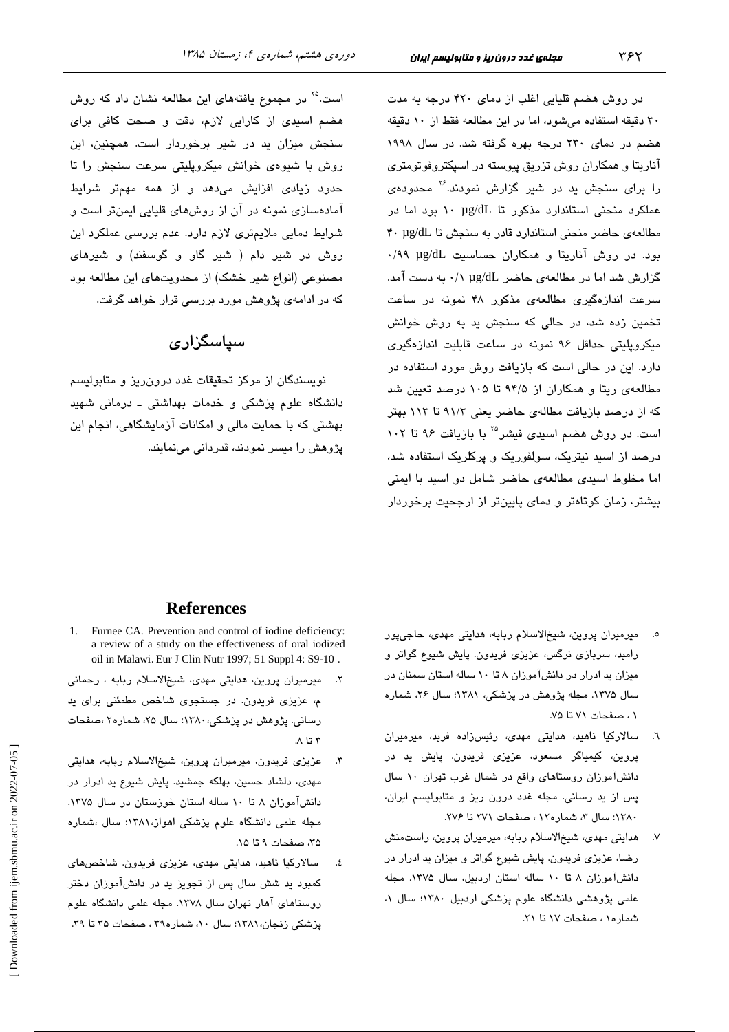در روش هضم قلیایی اغلب از دمای ۴۲۰ درجه به مدت ۳۰ دقیقه استفاده می‌شود، اما در این مطالعه فقط از ۱۰ دقیقه هضم در دمای ۲۳۰ درجه بهره گرفته شد. در سال ۱۹۹۸ آناریتا و همکاران روش تزریق پیوسته در اسپکتروفوتومتری را برای سنجش ید در شیر گزارش نمودند.[۲۶] محدوده‌ی عملکرد منحنی استاندارد مذکور تا ۱۰ µg/dL بود اما در مطالعه‌ی حاضر منحنی استاندارد قادر به سنجش تا ۴۰ µg/dL بود. در روش آناریتا و همکاران حساسیت ۰/۹۹ µg/dL گزارش شد اما در مطالعه‌ی حاضر ۰/۱ µg/dL به دست آمد. سرعت اندازه‌گیری مطالعه‌ی مذکور ۴۸ نمونه در ساعت تخمین زده شد، در حالی که سنجش ید به روش خوانش میکروپلیتی حداقل ۹۶ نمونه در ساعت قابلیت اندازه‌گیری دارد. این در حالی است که بازیافت روش مورد استفاده در مطالعه‌ی ریتا و همکاران از ۹۴/۵ تا ۱۰۵ درصد تعیین شد که از درصد بازیافت مطالعه‌ی حاضر یعنی ۹۱/۳ تا ۱۱۳ بهتر است. در روش هضم اسیدی فیشر[۲۵] با بازیافت ۹۶ تا ۱۰۲ درصد از اسید نیتریک، سولفوریک و پرکلریک استفاده شد، اما مخلوط اسیدی مطالعه‌ی حاضر شامل دو اسید با ایمنی بیشتر، زمان کوتاه‌تر و دمای پایین‌تر از ارجحیت برخوردار است.[۲۵] در مجموع یافته‌های این مطالعه نشان داد که روش هضم اسیدی از کارایی لازم، دقت و صحت کافی برای سنجش میزان ید در شیر برخوردار است. همچنین، این روش با شیوه‌ی خوانش میکروپلیتی سرعت سنجش را تا حدود زیادی افزایش می‌دهد و از همه مهم‌تر شرایط آماده‌سازی نمونه در آن از روش‌های قلیایی ایمن‌تر است و شرایط دمایی ملایم‌تری لازم دارد. عدم بررسی عملکرد این روش در شیر دام ( شیر گاو و گوسفند) و شیرهای مصنوعی (انواع شیر خشک) از محدویت‌های این مطالعه بود که در ادامه‌ی پژوهش مورد بررسی قرار خواهد گرفت.

## سپاسگزاری

نویسندگان از مرکز تحقیقات غدد درون‌ریز و متابولیسم دانشگاه علوم پزشکی و خدمات بهداشتی ـ درمانی شهید بهشتی که با حمایت مالی و امکانات آزمایشگاهی، انجام این پژوهش را میسر نمودند، قدردانی می‌نمایند.

## References

1. Furnee CA. Prevention and control of iodine deficiency: a review of a study on the effectiveness of oral iodized oil in Malawi. Eur J Clin Nutr 1997; 51 Suppl 4: S9-10 .
2. میرمیران پروین، هدایتی مهدی، شیخ‌الاسلام ربابه ، رحمانی م، عزیزی فریدون. در جستجوی شاخص مطمئنی برای ید رسانی. پژوهش در پزشکی،۱۳۸۰؛ سال ۲۵، شماره۲ ،صفحات ۳ تا ۸.
3. عزیزی فریدون، میرمیران پروین، شیخ‌الاسلام ربابه، هدایتی مهدی، دلشاد حسین، بهلکه جمشید. پایش شیوع گواتر و میزان ید ادرار در دانش‌آموزان ۸ تا ۱۰ ساله استان خوزستان در سال ۱۳۷۵. مجله علمی دانشگاه علوم پزشکی اهواز،۱۳۸۱؛ سال ،شماره ۳۵، صفحات ۹ تا ۱۵.
4. سالارکیا ناهید، هدایتی مهدی، عزیزی فریدون. شاخص‌های کمبود ید شش سال پس از تجویز ید در دانش‌آموزان دختر روستاهای آهار تهران سال ۱۳۷۸. مجله علمی دانشگاه علوم پزشکی زنجان،۱۳۸۱؛ سال ۱۰، شماره۳۹ ، صفحات ۳۵ تا ۳۹.
5. میرمیران پروین، شیخ‌الاسلام ربابه، هدایتی مهدی، حاجی‌پور رامبد، سربازی نرگس، عزیزی فریدون. پایش شیوع گواتر و میزان ید ادرار در دانش‌آموزان ۸ تا ۱۰ ساله استان سمنان در سال ۱۳۷۵. مجله پژوهش در پزشکی، ۱۳۸۱؛ سال ۲۶، شماره ۱ ، صفحات ۷۱ تا ۷۵.
6. سالارکیا ناهید، هدایتی مهدی، رئیس‌زاده فربد، میرمیران پروین، کیمیاگر مسعود، عزیزی فریدون. پایش ید در دانش‌آموزان روستاهای واقع در شمال غرب تهران ۱۰ سال پس از ید رسانی. مجله غدد درون ریز و متابولیسم ایران، ۱۳۸۰؛ سال ۳، شماره۱۲ ، صفحات ۲۷۱ تا ۲۷۶.
7. هدایتی مهدی، شیخ‌الاسلام ربابه، میرمیران پروین، راست‌منش رضا، عزیزی فریدون. پایش شیوع گواتر و میزان ید ادرار در دانش‌آموزان ۸ تا ۱۰ ساله استان اردبیل، سال ۱۳۷۵. مجله علمی پژوهشی دانشگاه علوم پزشکی اردبیل ۱۳۸۰؛ سال ۱، شماره۱ ، صفحات ۱۷ تا ۲۱.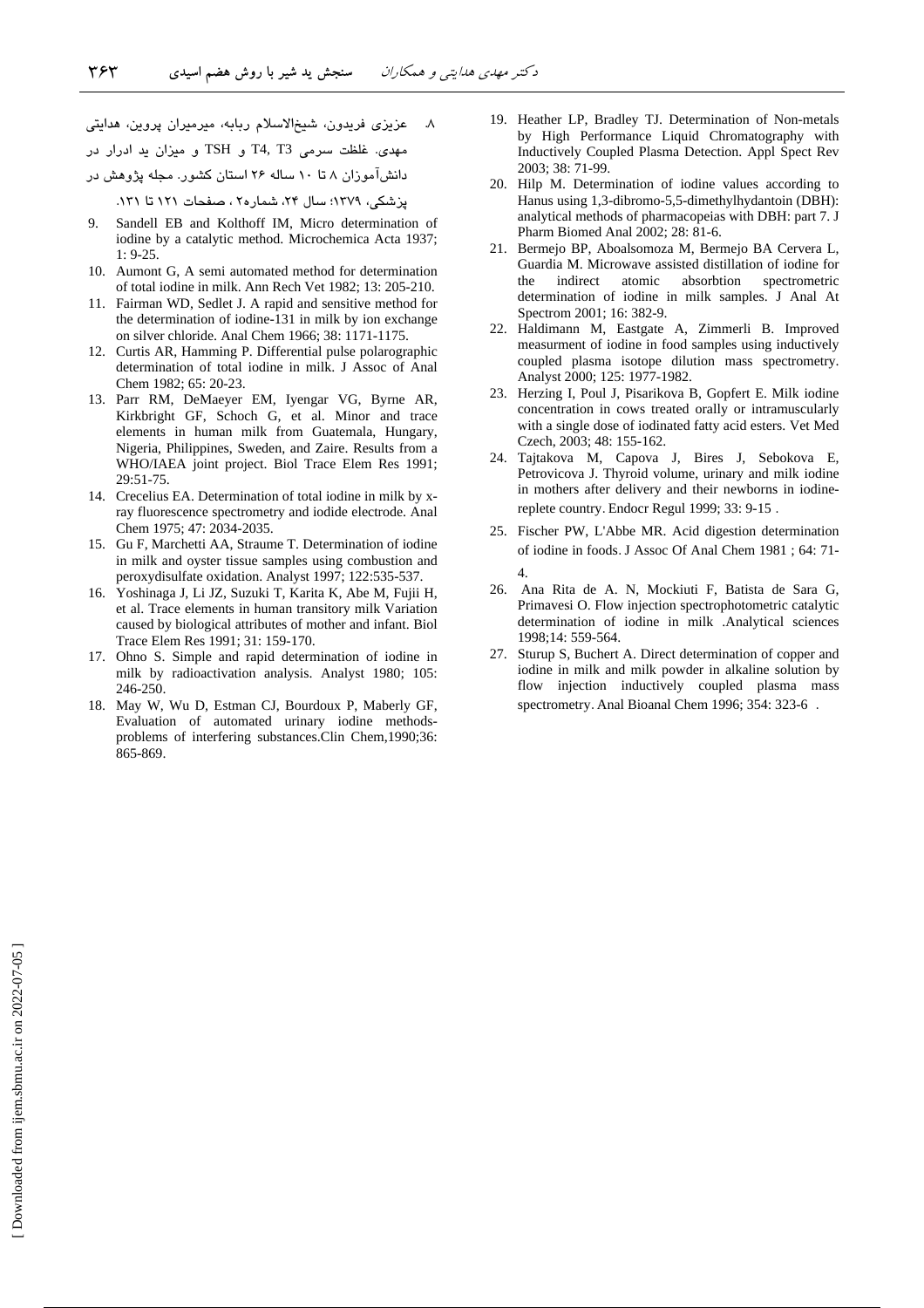۸. عزیزی فریدون، شیخ‌الاسلام ربابه، میرمیران پروین، هدایتی مهدی. غلظت سرمی T4, T3 و TSH و میزان ید ادرار در دانش‌آموزان ۸ تا ۱۰ ساله ۲۶ استان کشور. مجله پژوهش در پزشکی، ۱۳۷۹؛ سال ۲۴، شماره۲ ، صفحات ۱۲۱ تا ۱۳۱.

9. Sandell EB and Kolthoff IM, Micro determination of iodine by a catalytic method. Microchemica Acta 1937; 1: 9-25.
10. Aumont G, A semi automated method for determination of total iodine in milk. Ann Rech Vet 1982; 13: 205-210.
11. Fairman WD, Sedlet J. A rapid and sensitive method for the determination of iodine-131 in milk by ion exchange on silver chloride. Anal Chem 1966; 38: 1171-1175.
12. Curtis AR, Hamming P. Differential pulse polarographic determination of total iodine in milk. J Assoc of Anal Chem 1982; 65: 20-23.
13. Parr RM, DeMaeyer EM, Iyengar VG, Byrne AR, Kirkbright GF, Schoch G, et al. Minor and trace elements in human milk from Guatemala, Hungary, Nigeria, Philippines, Sweden, and Zaire. Results from a WHO/IAEA joint project. Biol Trace Elem Res 1991; 29:51-75.
14. Crecelius EA. Determination of total iodine in milk by x-ray fluorescence spectrometry and iodide electrode. Anal Chem 1975; 47: 2034-2035.
15. Gu F, Marchetti AA, Straume T. Determination of iodine in milk and oyster tissue samples using combustion and peroxydisulfate oxidation. Analyst 1997; 122:535-537.
16. Yoshinaga J, Li JZ, Suzuki T, Karita K, Abe M, Fujii H, et al. Trace elements in human transitory milk Variation caused by biological attributes of mother and infant. Biol Trace Elem Res 1991; 31: 159-170.
17. Ohno S. Simple and rapid determination of iodine in milk by radioactivation analysis. Analyst 1980; 105: 246-250.
18. May W, Wu D, Estman CJ, Bourdoux P, Maberly GF, Evaluation of automated urinary iodine methods-problems of interfering substances.Clin Chem,1990;36: 865-869.
19. Heather LP, Bradley TJ. Determination of Non-metals by High Performance Liquid Chromatography with Inductively Coupled Plasma Detection. Appl Spect Rev 2003; 38: 71-99.
20. Hilp M. Determination of iodine values according to Hanus using 1,3-dibromo-5,5-dimethylhydantoin (DBH): analytical methods of pharmacopeias with DBH: part 7. J Pharm Biomed Anal 2002; 28: 81-6.
21. Bermejo BP, Aboalsomoza M, Bermejo BA Cervera L, Guardia M. Microwave assisted distillation of iodine for the indirect atomic absorbtion spectrometric determination of iodine in milk samples. J Anal At Spectrom 2001; 16: 382-9.
22. Haldimann M, Eastgate A, Zimmerli B. Improved measurment of iodine in food samples using inductively coupled plasma isotope dilution mass spectrometry. Analyst 2000; 125: 1977-1982.
23. Herzing I, Poul J, Pisarikova B, Gopfert E. Milk iodine concentration in cows treated orally or intramuscularly with a single dose of iodinated fatty acid esters. Vet Med Czech, 2003; 48: 155-162.
24. Tajtakova M, Capova J, Bires J, Sebokova E, Petrovicova J. Thyroid volume, urinary and milk iodine in mothers after delivery and their newborns in iodine-replete country. Endocr Regul 1999; 33: 9-15 .
25. Fischer PW, L'Abbe MR. Acid digestion determination of iodine in foods. J Assoc Of Anal Chem 1981 ; 64: 71-4.
26. Ana Rita de A. N, Mockiuti F, Batista de Sara G, Primavesi O. Flow injection spectrophotometric catalytic determination of iodine in milk .Analytical sciences 1998;14: 559-564.
27. Sturup S, Buchert A. Direct determination of copper and iodine in milk and milk powder in alkaline solution by flow injection inductively coupled plasma mass spectrometry. Anal Bioanal Chem 1996; 354: 323-6 .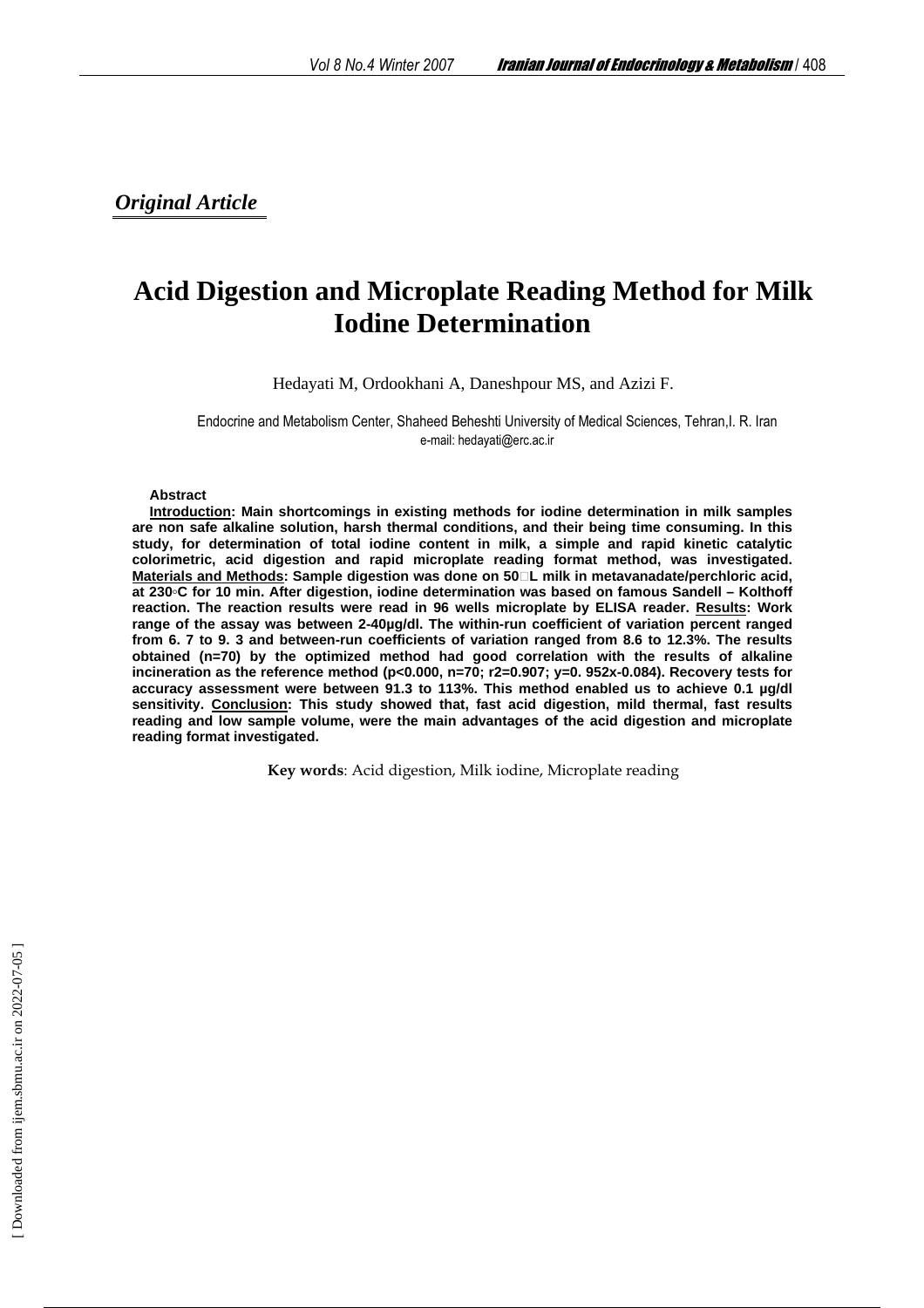*Original Article*

# Acid Digestion and Microplate Reading Method for Milk Iodine Determination

Hedayati M, Ordookhani A, Daneshpour MS, and Azizi F.

Endocrine and Metabolism Center, Shaheed Beheshti University of Medical Sciences, Tehran,I. R. Iran
e-mail: hedayati@erc.ac.ir

**Abstract**

**Introduction: Main shortcomings in existing methods for iodine determination in milk samples are non safe alkaline solution, harsh thermal conditions, and their being time consuming. In this study, for determination of total iodine content in milk, a simple and rapid kinetic catalytic colorimetric, acid digestion and rapid microplate reading format method, was investigated. Materials and Methods: Sample digestion was done on 50□L milk in metavanadate/perchloric acid, at 230◦C for 10 min. After digestion, iodine determination was based on famous Sandell – Kolthoff reaction. The reaction results were read in 96 wells microplate by ELISA reader. Results: Work range of the assay was between 2-40µg/dl. The within-run coefficient of variation percent ranged from 6. 7 to 9. 3 and between-run coefficients of variation ranged from 8.6 to 12.3%. The results obtained (n=70) by the optimized method had good correlation with the results of alkaline incineration as the reference method (p<0.000, n=70; r2=0.907; y=0. 952x-0.084). Recovery tests for accuracy assessment were between 91.3 to 113%. This method enabled us to achieve 0.1 µg/dl sensitivity. Conclusion: This study showed that, fast acid digestion, mild thermal, fast results reading and low sample volume, were the main advantages of the acid digestion and microplate reading format investigated.**

**Key words**: Acid digestion, Milk iodine, Microplate reading